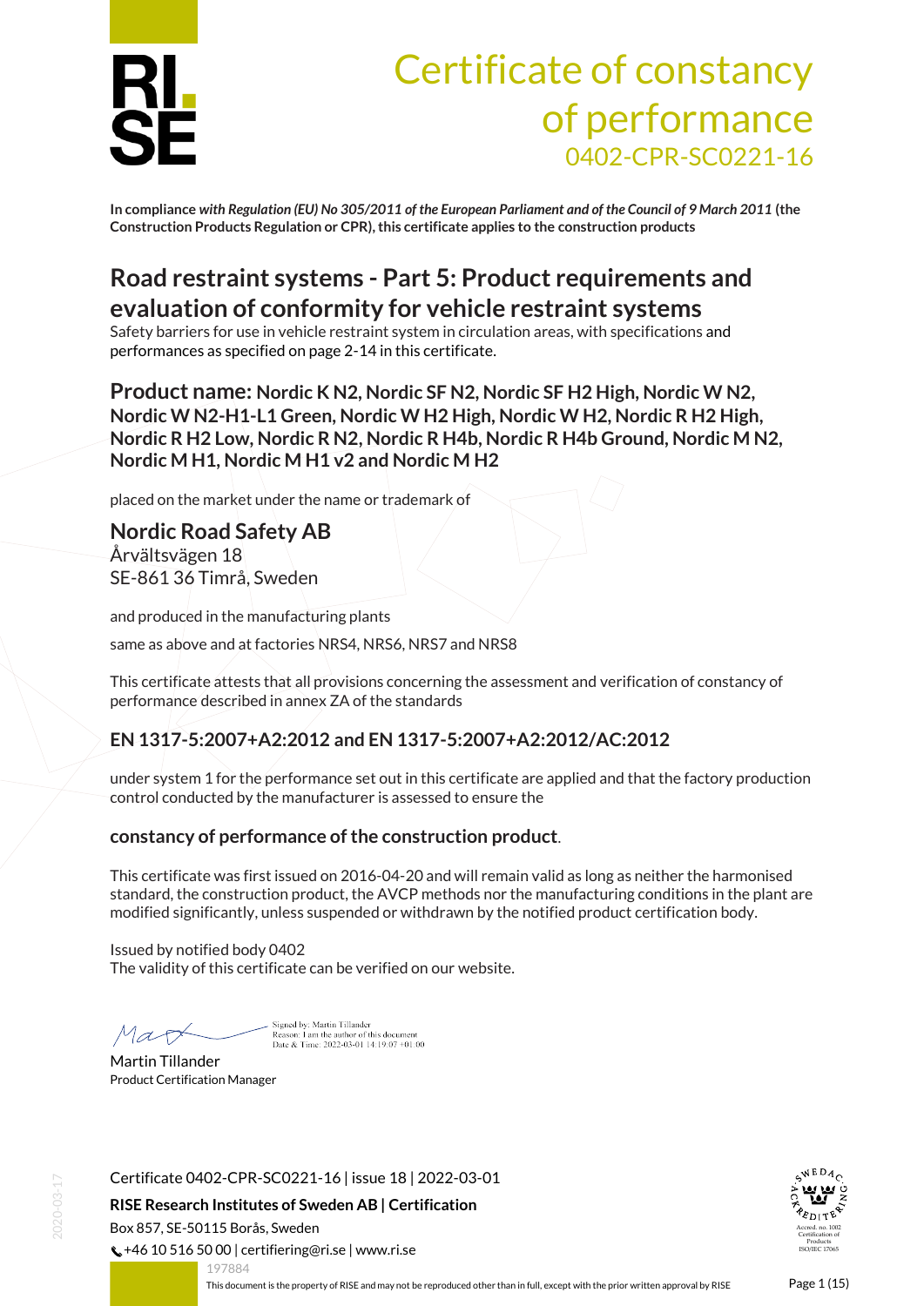RI. SE

# Certificate of constancy of performance

0402-CPR-SC0221-16

**In compliance** ***with Regulation (EU) No 305/2011 of the European Parliament and of the Council of 9 March 2011*** **(the Construction Products Regulation or CPR), this certificate applies to the construction products**

## Road restraint systems - Part 5: Product requirements and evaluation of conformity for vehicle restraint systems

Safety barriers for use in vehicle restraint system in circulation areas, with specifications and performances as specified on page 2-14 in this certificate.

**Product name: Nordic K N2, Nordic SF N2, Nordic SF H2 High, Nordic W N2, Nordic W N2-H1-L1 Green, Nordic W H2 High, Nordic W H2, Nordic R H2 High, Nordic R H2 Low, Nordic R N2, Nordic R H4b, Nordic R H4b Ground, Nordic M N2, Nordic M H1, Nordic M H1 v2 and Nordic M H2**

placed on the market under the name or trademark of

### Nordic Road Safety AB

Årvältsvägen 18
SE-861 36 Timrå, Sweden

and produced in the manufacturing plants

same as above and at factories NRS4, NRS6, NRS7 and NRS8

This certificate attests that all provisions concerning the assessment and verification of constancy of performance described in annex ZA of the standards

### EN 1317-5:2007+A2:2012 and EN 1317-5:2007+A2:2012/AC:2012

under system 1 for the performance set out in this certificate are applied and that the factory production control conducted by the manufacturer is assessed to ensure the

### constancy of performance of the construction product.

This certificate was first issued on 2016-04-20 and will remain valid as long as neither the harmonised standard, the construction product, the AVCP methods nor the manufacturing conditions in the plant are modified significantly, unless suspended or withdrawn by the notified product certification body.

Issued by notified body 0402
The validity of this certificate can be verified on our website.

Signed by: Martin Tillander
Reason: I am the author of this document
Date & Time: 2022-03-01 14:19:07 +01:00

Martin Tillander
Product Certification Manager

Certificate 0402-CPR-SC0221-16 | issue 18 | 2022-03-01

**RISE Research Institutes of Sweden AB | Certification**

Box 857, SE-50115 Borås, Sweden
+46 10 516 50 00 | certifiering@ri.se | www.ri.se

197884

This document is the property of RISE and may not be reproduced other than in full, except with the prior written approval by RISE

SWEDAC ACKREDITERING
Accred. no. 1002
Certification of Products
ISO/IEC 17065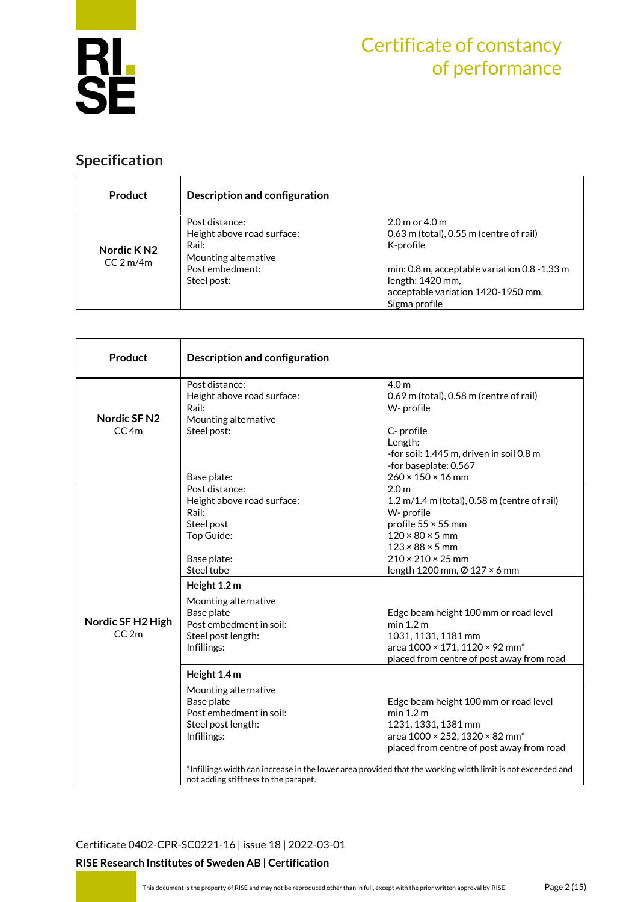## Specification

| Product | Description and configuration | |
|---|---|---|
| **Nordic K N2** CC 2 m/4m | Post distance: | 2.0 m or 4.0 m |
| | Height above road surface: | 0.63 m (total), 0.55 m (centre of rail) |
| | Rail: | K-profile |
| | Mounting alternative | |
| | Post embedment: | min: 0.8 m, acceptable variation 0.8 -1.33 m |
| | Steel post: | length: 1420 mm, acceptable variation 1420-1950 mm, Sigma profile |

| Product | Description and configuration | |
|---|---|---|
| **Nordic SF N2** CC 4m | Post distance: | 4.0 m |
| | Height above road surface: | 0.69 m (total), 0.58 m (centre of rail) |
| | Rail: | W- profile |
| | Mounting alternative | |
| | Steel post: | C- profile<br>Length:<br>-for soil: 1.445 m, driven in soil 0.8 m<br>-for baseplate: 0.567 |
| | Base plate: | 260 × 150 × 16 mm |
| **Nordic SF H2 High** CC 2m | Post distance: | 2.0 m |
| | Height above road surface: | 1.2 m/1.4 m (total), 0.58 m (centre of rail) |
| | Rail: | W- profile |
| | Steel post | profile 55 × 55 mm |
| | Top Guide: | 120 × 80 × 5 mm<br>123 × 88 × 5 mm |
| | Base plate: | 210 × 210 × 25 mm |
| | Steel tube | length 1200 mm, Ø 127 × 6 mm |
| | **Height 1.2 m** | |
| | Mounting alternative | |
| | Base plate | Edge beam height 100 mm or road level |
| | Post embedment in soil: | min 1.2 m |
| | Steel post length: | 1031, 1131, 1181 mm |
| | Infillings: | area 1000 × 171, 1120 × 92 mm*<br>placed from centre of post away from road |
| | **Height 1.4 m** | |
| | Mounting alternative | |
| | Base plate | Edge beam height 100 mm or road level |
| | Post embedment in soil: | min 1.2 m |
| | Steel post length: | 1231, 1331, 1381 mm |
| | Infillings: | area 1000 × 252, 1320 × 82 mm*<br>placed from centre of post away from road |
| | *Infillings width can increase in the lower area provided that the working width limit is not exceeded and not adding stiffness to the parapet. | |

Certificate 0402-CPR-SC0221-16 | issue 18 | 2022-03-01

**RISE Research Institutes of Sweden AB | Certification**

This document is the property of RISE and may not be reproduced other than in full, except with the prior written approval by RISE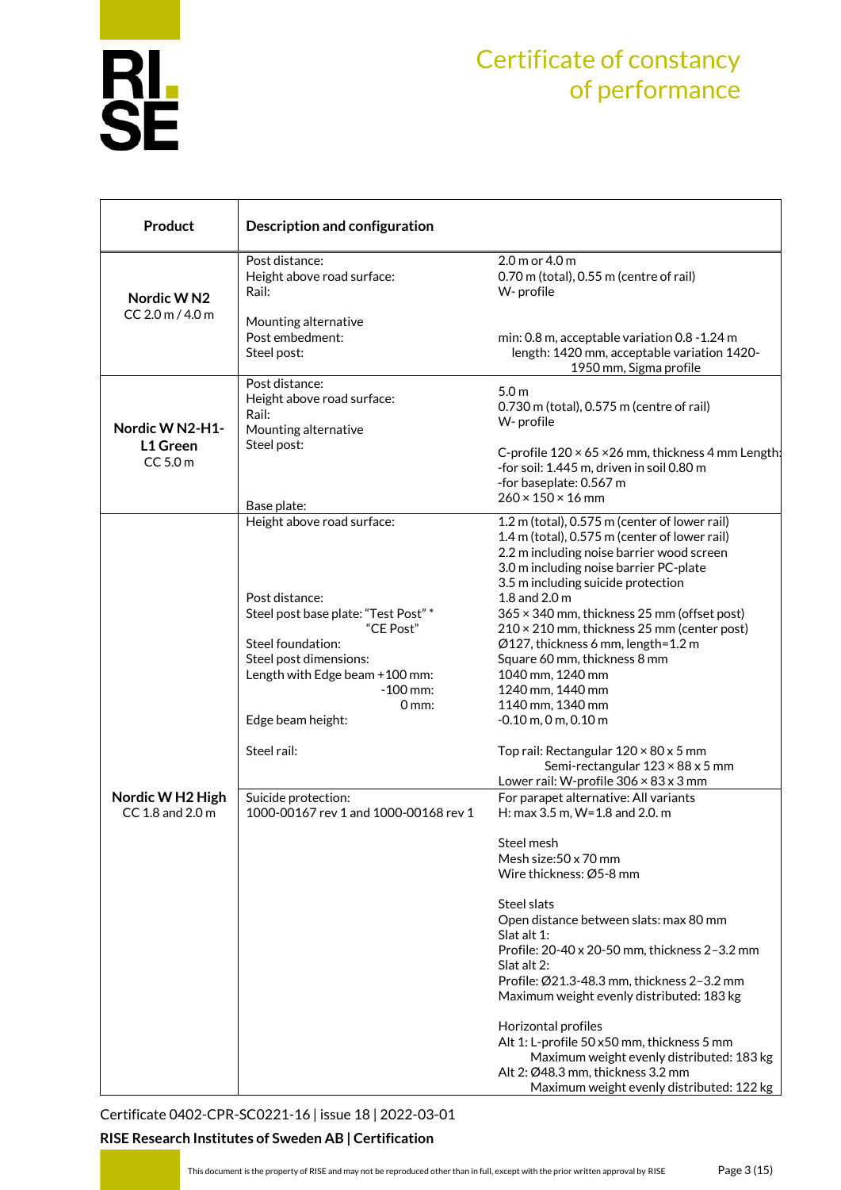# Certificate of constancy of performance

| Product | Description and configuration | |
|---|---|---|
| **Nordic W N2**<br>CC 2.0 m / 4.0 m | Post distance:<br>Height above road surface:<br>Rail:<br><br>Mounting alternative<br>Post embedment:<br>Steel post: | 2.0 m or 4.0 m<br>0.70 m (total), 0.55 m (centre of rail)<br>W- profile<br><br><br>min: 0.8 m, acceptable variation 0.8 -1.24 m<br>length: 1420 mm, acceptable variation 1420-1950 mm, Sigma profile |
| **Nordic W N2-H1-L1 Green**<br>CC 5.0 m | Post distance:<br>Height above road surface:<br>Rail:<br>Mounting alternative<br>Steel post:<br><br><br><br>Base plate: | 5.0 m<br>0.730 m (total), 0.575 m (centre of rail)<br>W- profile<br><br>C-profile 120 × 65 ×26 mm, thickness 4 mm Length:<br>-for soil: 1.445 m, driven in soil 0.80 m<br>-for baseplate: 0.567 m<br>260 × 150 × 16 mm |
| **Nordic W H2 High**<br>CC 1.8 and 2.0 m | Height above road surface:<br><br><br><br><br>Post distance:<br>Steel post base plate: "Test Post" *<br>"CE Post"<br>Steel foundation:<br>Steel post dimensions:<br>Length with Edge beam +100 mm:<br>-100 mm:<br>0 mm:<br>Edge beam height:<br><br>Steel rail: | 1.2 m (total), 0.575 m (center of lower rail)<br>1.4 m (total), 0.575 m (center of lower rail)<br>2.2 m including noise barrier wood screen<br>3.0 m including noise barrier PC-plate<br>3.5 m including suicide protection<br>1.8 and 2.0 m<br>365 × 340 mm, thickness 25 mm (offset post)<br>210 × 210 mm, thickness 25 mm (center post)<br>Ø127, thickness 6 mm, length=1.2 m<br>Square 60 mm, thickness 8 mm<br>1040 mm, 1240 mm<br>1240 mm, 1440 mm<br>1140 mm, 1340 mm<br>-0.10 m, 0 m, 0.10 m<br><br>Top rail: Rectangular 120 × 80 x 5 mm<br>Semi-rectangular 123 × 88 x 5 mm<br>Lower rail: W-profile 306 × 83 x 3 mm |
| | Suicide protection:<br>1000-00167 rev 1 and 1000-00168 rev 1 | For parapet alternative: All variants<br>H: max 3.5 m, W=1.8 and 2.0. m<br><br>Steel mesh<br>Mesh size:50 x 70 mm<br>Wire thickness: Ø5-8 mm<br><br>Steel slats<br>Open distance between slats: max 80 mm<br>Slat alt 1:<br>Profile: 20-40 x 20-50 mm, thickness 2–3.2 mm<br>Slat alt 2:<br>Profile: Ø21.3-48.3 mm, thickness 2–3.2 mm<br>Maximum weight evenly distributed: 183 kg<br><br>Horizontal profiles<br>Alt 1: L-profile 50 x50 mm, thickness 5 mm<br>Maximum weight evenly distributed: 183 kg<br>Alt 2: Ø48.3 mm, thickness 3.2 mm<br>Maximum weight evenly distributed: 122 kg |

Certificate 0402-CPR-SC0221-16 | issue 18 | 2022-03-01

**RISE Research Institutes of Sweden AB | Certification**

This document is the property of RISE and may not be reproduced other than in full, except with the prior written approval by RISE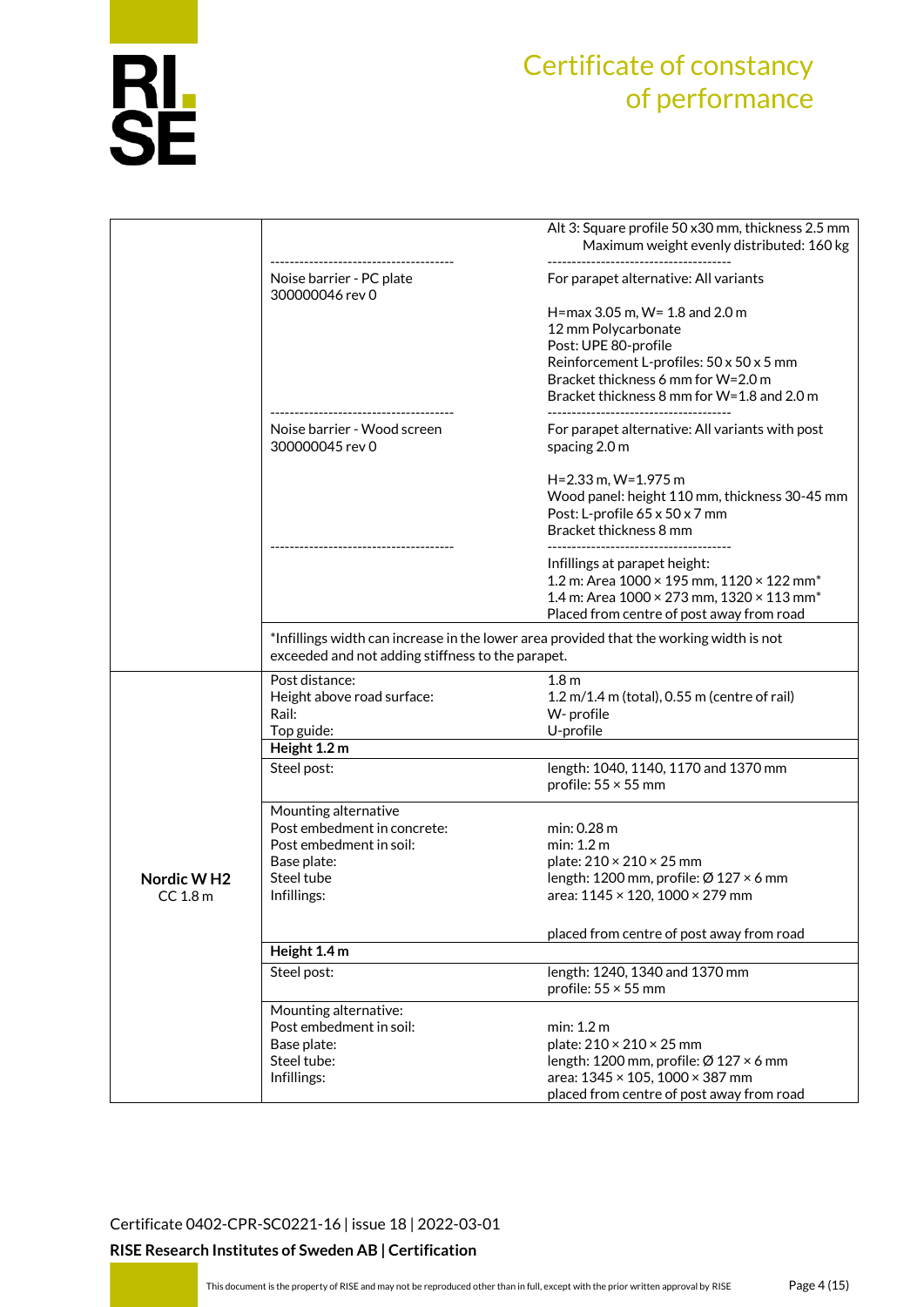# Certificate of constancy of performance

| | | |
|---|---|---|
| | | Alt 3: Square profile 50 x30 mm, thickness 2.5 mm<br>Maximum weight evenly distributed: 160 kg |
| | -------------------------------------- | -------------------------------------- |
| | Noise barrier - PC plate<br>300000046 rev 0 | For parapet alternative: All variants<br><br>H=max 3.05 m, W= 1.8 and 2.0 m<br>12 mm Polycarbonate<br>Post: UPE 80-profile<br>Reinforcement L-profiles: 50 x 50 x 5 mm<br>Bracket thickness 6 mm for W=2.0 m<br>Bracket thickness 8 mm for W=1.8 and 2.0 m |
| | -------------------------------------- | -------------------------------------- |
| | Noise barrier - Wood screen<br>300000045 rev 0 | For parapet alternative: All variants with post spacing 2.0 m<br><br>H=2.33 m, W=1.975 m<br>Wood panel: height 110 mm, thickness 30-45 mm<br>Post: L-profile 65 x 50 x 7 mm<br>Bracket thickness 8 mm |
| | -------------------------------------- | -------------------------------------- |
| | | Infillings at parapet height:<br>1.2 m: Area 1000 × 195 mm, 1120 × 122 mm*<br>1.4 m: Area 1000 × 273 mm, 1320 × 113 mm*<br>Placed from centre of post away from road |
| | *Infillings width can increase in the lower area provided that the working width is not exceeded and not adding stiffness to the parapet. | |
| **Nordic W H2**<br>CC 1.8 m | Post distance:<br>Height above road surface:<br>Rail:<br>Top guide: | 1.8 m<br>1.2 m/1.4 m (total), 0.55 m (centre of rail)<br>W- profile<br>U-profile |
| | **Height 1.2 m** | |
| | Steel post: | length: 1040, 1140, 1170 and 1370 mm<br>profile: 55 × 55 mm |
| | Mounting alternative<br>Post embedment in concrete:<br>Post embedment in soil:<br>Base plate:<br>Steel tube<br>Infillings: | <br>min: 0.28 m<br>min: 1.2 m<br>plate: 210 × 210 × 25 mm<br>length: 1200 mm, profile: Ø 127 × 6 mm<br>area: 1145 × 120, 1000 × 279 mm<br><br>placed from centre of post away from road |
| | **Height 1.4 m** | |
| | Steel post: | length: 1240, 1340 and 1370 mm<br>profile: 55 × 55 mm |
| | Mounting alternative:<br>Post embedment in soil:<br>Base plate:<br>Steel tube:<br>Infillings: | <br>min: 1.2 m<br>plate: 210 × 210 × 25 mm<br>length: 1200 mm, profile: Ø 127 × 6 mm<br>area: 1345 × 105, 1000 × 387 mm<br>placed from centre of post away from road |

Certificate 0402-CPR-SC0221-16 | issue 18 | 2022-03-01

**RISE Research Institutes of Sweden AB | Certification**

This document is the property of RISE and may not be reproduced other than in full, except with the prior written approval by RISE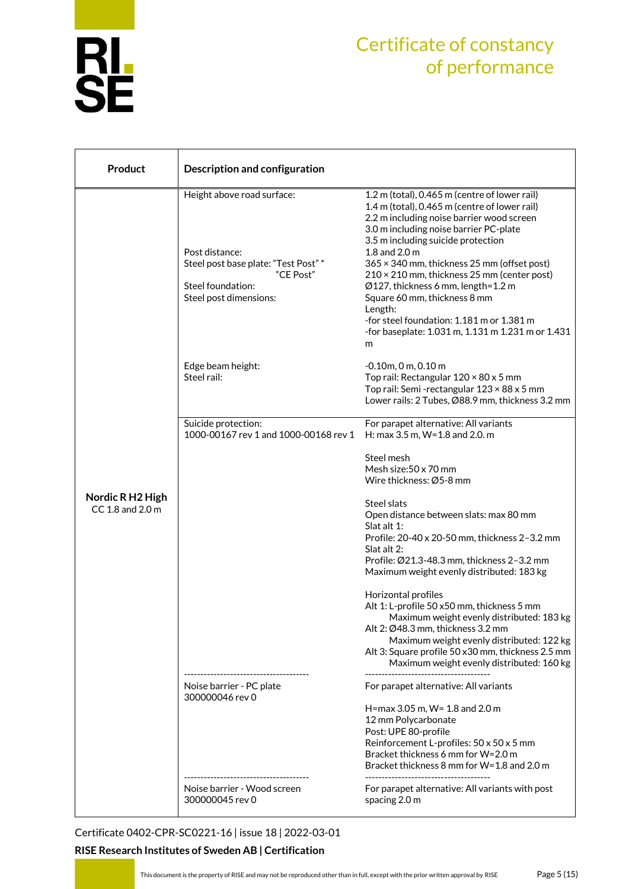# Certificate of constancy of performance

| Product | Description and configuration | |
|---|---|---|
| **Nordic R H2 High**<br>CC 1.8 and 2.0 m | Height above road surface: | 1.2 m (total), 0.465 m (centre of lower rail)<br>1.4 m (total), 0.465 m (centre of lower rail)<br>2.2 m including noise barrier wood screen<br>3.0 m including noise barrier PC-plate<br>3.5 m including suicide protection |
| | Post distance: | 1.8 and 2.0 m |
| | Steel post base plate: "Test Post" * | 365 × 340 mm, thickness 25 mm (offset post) |
| | "CE Post" | 210 × 210 mm, thickness 25 mm (center post) |
| | Steel foundation: | Ø127, thickness 6 mm, length=1.2 m |
| | Steel post dimensions: | Square 60 mm, thickness 8 mm<br>Length:<br>-for steel foundation: 1.181 m or 1.381 m<br>-for baseplate: 1.031 m, 1.131 m 1.231 m or 1.431 m |
| | Edge beam height: | -0.10m, 0 m, 0.10 m |
| | Steel rail: | Top rail: Rectangular 120 × 80 x 5 mm<br>Top rail: Semi -rectangular 123 × 88 x 5 mm<br>Lower rails: 2 Tubes, Ø88.9 mm, thickness 3.2 mm |
| | Suicide protection:<br>1000-00167 rev 1 and 1000-00168 rev 1 | For parapet alternative: All variants<br>H: max 3.5 m, W=1.8 and 2.0. m<br><br>Steel mesh<br>Mesh size:50 x 70 mm<br>Wire thickness: Ø5-8 mm<br><br>Steel slats<br>Open distance between slats: max 80 mm<br>Slat alt 1:<br>Profile: 20-40 x 20-50 mm, thickness 2–3.2 mm<br>Slat alt 2:<br>Profile: Ø21.3-48.3 mm, thickness 2–3.2 mm<br>Maximum weight evenly distributed: 183 kg<br><br>Horizontal profiles<br>Alt 1: L-profile 50 x50 mm, thickness 5 mm<br>Maximum weight evenly distributed: 183 kg<br>Alt 2: Ø48.3 mm, thickness 3.2 mm<br>Maximum weight evenly distributed: 122 kg<br>Alt 3: Square profile 50 x30 mm, thickness 2.5 mm<br>Maximum weight evenly distributed: 160 kg |
| | Noise barrier - PC plate<br>300000046 rev 0 | For parapet alternative: All variants<br><br>H=max 3.05 m, W= 1.8 and 2.0 m<br>12 mm Polycarbonate<br>Post: UPE 80-profile<br>Reinforcement L-profiles: 50 x 50 x 5 mm<br>Bracket thickness 6 mm for W=2.0 m<br>Bracket thickness 8 mm for W=1.8 and 2.0 m |
| | Noise barrier - Wood screen<br>300000045 rev 0 | For parapet alternative: All variants with post spacing 2.0 m |

Certificate 0402-CPR-SC0221-16 | issue 18 | 2022-03-01

**RISE Research Institutes of Sweden AB | Certification**

This document is the property of RISE and may not be reproduced other than in full, except with the prior written approval by RISE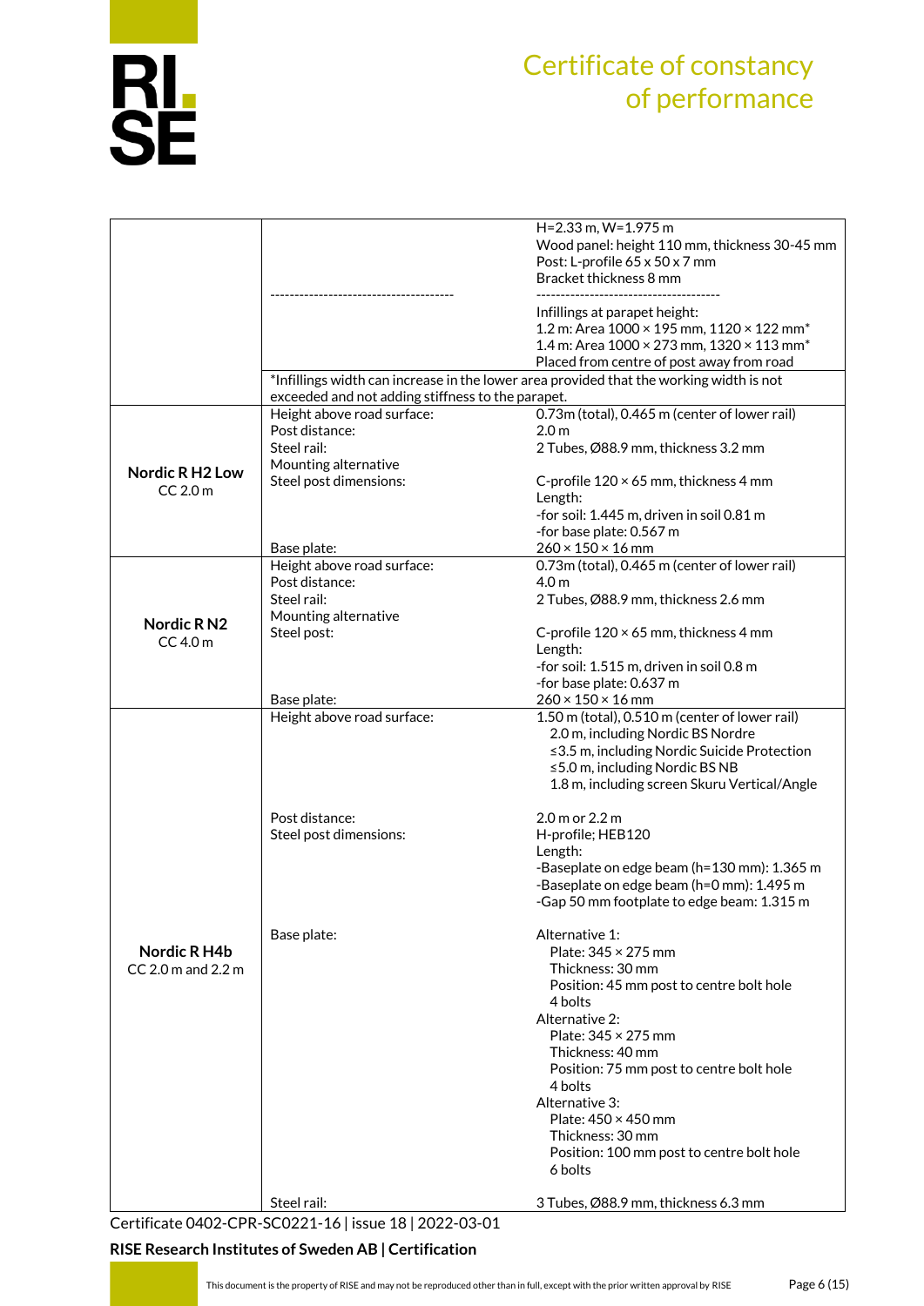| | | |
|---|---|---|
| | | H=2.33 m, W=1.975 m<br>Wood panel: height 110 mm, thickness 30-45 mm<br>Post: L-profile 65 x 50 x 7 mm<br>Bracket thickness 8 mm |
| | -------------------------------------- | --------------------------------------<br>Infillings at parapet height:<br>1.2 m: Area 1000 × 195 mm, 1120 × 122 mm*<br>1.4 m: Area 1000 × 273 mm, 1320 × 113 mm*<br>Placed from centre of post away from road |
| | *Infillings width can increase in the lower area provided that the working width is not exceeded and not adding stiffness to the parapet. | |
| **Nordic R H2 Low**<br>CC 2.0 m | Height above road surface:<br>Post distance:<br>Steel rail:<br>Mounting alternative<br>Steel post dimensions:<br><br><br><br>Base plate: | 0.73m (total), 0.465 m (center of lower rail)<br>2.0 m<br>2 Tubes, Ø88.9 mm, thickness 3.2 mm<br><br>C-profile 120 × 65 mm, thickness 4 mm<br>Length:<br>-for soil: 1.445 m, driven in soil 0.81 m<br>-for base plate: 0.567 m<br>260 × 150 × 16 mm |
| **Nordic R N2**<br>CC 4.0 m | Height above road surface:<br>Post distance:<br>Steel rail:<br>Mounting alternative<br>Steel post:<br><br><br><br>Base plate: | 0.73m (total), 0.465 m (center of lower rail)<br>4.0 m<br>2 Tubes, Ø88.9 mm, thickness 2.6 mm<br><br>C-profile 120 × 65 mm, thickness 4 mm<br>Length:<br>-for soil: 1.515 m, driven in soil 0.8 m<br>-for base plate: 0.637 m<br>260 × 150 × 16 mm |
| **Nordic R H4b**<br>CC 2.0 m and 2.2 m | Height above road surface: | 1.50 m (total), 0.510 m (center of lower rail)<br>2.0 m, including Nordic BS Nordre<br>≤3.5 m, including Nordic Suicide Protection<br>≤5.0 m, including Nordic BS NB<br>1.8 m, including screen Skuru Vertical/Angle |
| | Post distance:<br>Steel post dimensions: | 2.0 m or 2.2 m<br>H-profile; HEB120<br>Length:<br>-Baseplate on edge beam (h=130 mm): 1.365 m<br>-Baseplate on edge beam (h=0 mm): 1.495 m<br>-Gap 50 mm footplate to edge beam: 1.315 m |
| | Base plate: | Alternative 1:<br>Plate: 345 × 275 mm<br>Thickness: 30 mm<br>Position: 45 mm post to centre bolt hole<br>4 bolts<br>Alternative 2:<br>Plate: 345 × 275 mm<br>Thickness: 40 mm<br>Position: 75 mm post to centre bolt hole<br>4 bolts<br>Alternative 3:<br>Plate: 450 × 450 mm<br>Thickness: 30 mm<br>Position: 100 mm post to centre bolt hole<br>6 bolts |
| | Steel rail: | 3 Tubes, Ø88.9 mm, thickness 6.3 mm |

Certificate 0402-CPR-SC0221-16 | issue 18 | 2022-03-01

**RISE Research Institutes of Sweden AB | Certification**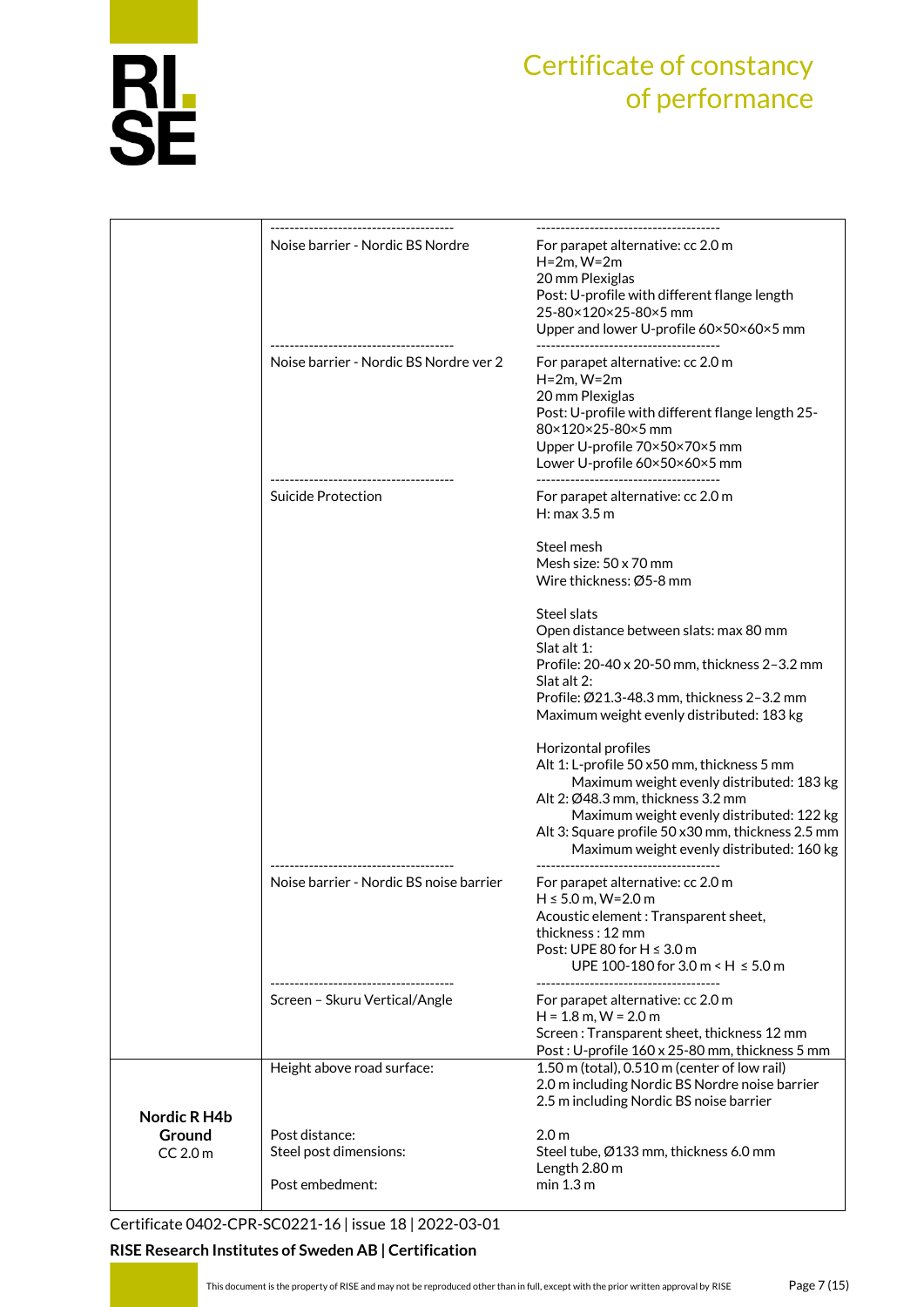# Certificate of constancy of performance

| | | |
|---|---|---|
| | --------------------------------------<br>Noise barrier - Nordic BS Nordre | --------------------------------------<br>For parapet alternative: cc 2.0 m<br>H=2m, W=2m<br>20 mm Plexiglas<br>Post: U-profile with different flange length 25-80×120×25-80×5 mm<br>Upper and lower U-profile 60×50×60×5 mm |
| | --------------------------------------<br>Noise barrier - Nordic BS Nordre ver 2 | --------------------------------------<br>For parapet alternative: cc 2.0 m<br>H=2m, W=2m<br>20 mm Plexiglas<br>Post: U-profile with different flange length 25-80×120×25-80×5 mm<br>Upper U-profile 70×50×70×5 mm<br>Lower U-profile 60×50×60×5 mm |
| | --------------------------------------<br>Suicide Protection | --------------------------------------<br>For parapet alternative: cc 2.0 m<br>H: max 3.5 m<br><br>Steel mesh<br>Mesh size: 50 x 70 mm<br>Wire thickness: Ø5-8 mm<br><br>Steel slats<br>Open distance between slats: max 80 mm<br>Slat alt 1:<br>Profile: 20-40 x 20-50 mm, thickness 2–3.2 mm<br>Slat alt 2:<br>Profile: Ø21.3-48.3 mm, thickness 2–3.2 mm<br>Maximum weight evenly distributed: 183 kg<br><br>Horizontal profiles<br>Alt 1: L-profile 50 x50 mm, thickness 5 mm<br>Maximum weight evenly distributed: 183 kg<br>Alt 2: Ø48.3 mm, thickness 3.2 mm<br>Maximum weight evenly distributed: 122 kg<br>Alt 3: Square profile 50 x30 mm, thickness 2.5 mm<br>Maximum weight evenly distributed: 160 kg |
| | --------------------------------------<br>Noise barrier - Nordic BS noise barrier | --------------------------------------<br>For parapet alternative: cc 2.0 m<br>H ≤ 5.0 m, W=2.0 m<br>Acoustic element : Transparent sheet, thickness : 12 mm<br>Post: UPE 80 for H ≤ 3.0 m<br>UPE 100-180 for 3.0 m < H ≤ 5.0 m |
| | --------------------------------------<br>Screen – Skuru Vertical/Angle | --------------------------------------<br>For parapet alternative: cc 2.0 m<br>H = 1.8 m, W = 2.0 m<br>Screen : Transparent sheet, thickness 12 mm<br>Post : U-profile 160 x 25-80 mm, thickness 5 mm |
| **Nordic R H4b**<br>**Ground**<br>CC 2.0 m | Height above road surface:<br><br><br><br>Post distance:<br>Steel post dimensions:<br><br>Post embedment: | 1.50 m (total), 0.510 m (center of low rail)<br>2.0 m including Nordic BS Nordre noise barrier<br>2.5 m including Nordic BS noise barrier<br><br>2.0 m<br>Steel tube, Ø133 mm, thickness 6.0 mm<br>Length 2.80 m<br>min 1.3 m |

Certificate 0402-CPR-SC0221-16 | issue 18 | 2022-03-01

**RISE Research Institutes of Sweden AB | Certification**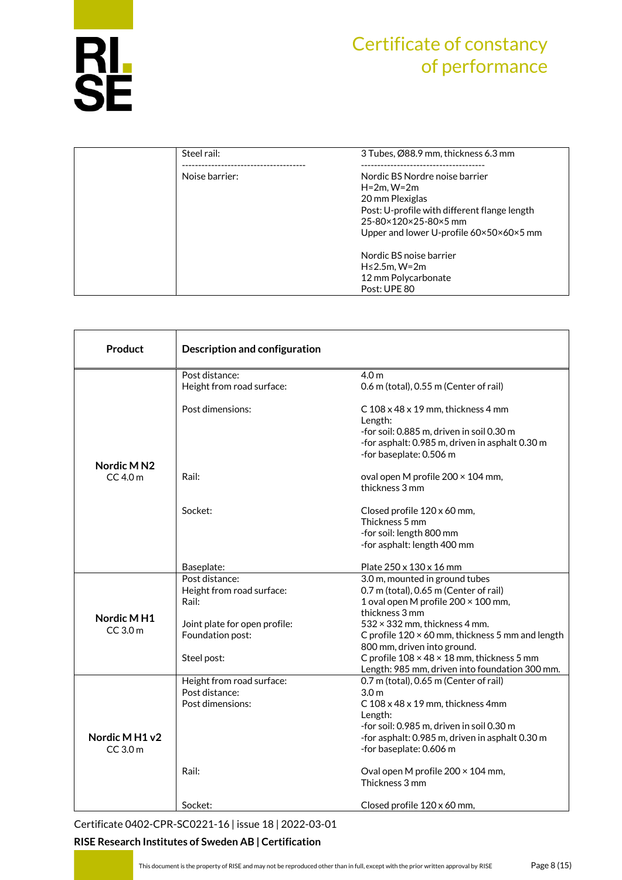# Certificate of constancy of performance

| | | |
|---|---|---|
| | Steel rail: | 3 Tubes, Ø88.9 mm, thickness 6.3 mm |
| | Noise barrier: | Nordic BS Nordre noise barrier<br>H=2m, W=2m<br>20 mm Plexiglas<br>Post: U-profile with different flange length<br>25-80×120×25-80×5 mm<br>Upper and lower U-profile 60×50×60×5 mm<br><br>Nordic BS noise barrier<br>H≤2.5m, W=2m<br>12 mm Polycarbonate<br>Post: UPE 80 |

| Product | Description and configuration | |
|---|---|---|
| **Nordic M N2**<br>CC 4.0 m | Post distance:<br>Height from road surface: | 4.0 m<br>0.6 m (total), 0.55 m (Center of rail) |
| | Post dimensions: | C 108 x 48 x 19 mm, thickness 4 mm<br>Length:<br>-for soil: 0.885 m, driven in soil 0.30 m<br>-for asphalt: 0.985 m, driven in asphalt 0.30 m<br>-for baseplate: 0.506 m |
| | Rail: | oval open M profile 200 × 104 mm,<br>thickness 3 mm |
| | Socket: | Closed profile 120 x 60 mm,<br>Thickness 5 mm<br>-for soil: length 800 mm<br>-for asphalt: length 400 mm |
| | Baseplate: | Plate 250 x 130 x 16 mm |
| **Nordic M H1**<br>CC 3.0 m | Post distance:<br>Height from road surface:<br>Rail: | 3.0 m, mounted in ground tubes<br>0.7 m (total), 0.65 m (Center of rail)<br>1 oval open M profile 200 × 100 mm,<br>thickness 3 mm |
| | Joint plate for open profile:<br>Foundation post: | 532 × 332 mm, thickness 4 mm.<br>C profile 120 × 60 mm, thickness 5 mm and length 800 mm, driven into ground. |
| | Steel post: | C profile 108 × 48 × 18 mm, thickness 5 mm<br>Length: 985 mm, driven into foundation 300 mm. |
| **Nordic M H1 v2**<br>CC 3.0 m | Height from road surface:<br>Post distance:<br>Post dimensions: | 0.7 m (total), 0.65 m (Center of rail)<br>3.0 m<br>C 108 x 48 x 19 mm, thickness 4mm<br>Length:<br>-for soil: 0.985 m, driven in soil 0.30 m<br>-for asphalt: 0.985 m, driven in asphalt 0.30 m<br>-for baseplate: 0.606 m |
| | Rail: | Oval open M profile 200 × 104 mm,<br>Thickness 3 mm |
| | Socket: | Closed profile 120 x 60 mm, |

Certificate 0402-CPR-SC0221-16 | issue 18 | 2022-03-01

**RISE Research Institutes of Sweden AB | Certification**

This document is the property of RISE and may not be reproduced other than in full, except with the prior written approval by RISE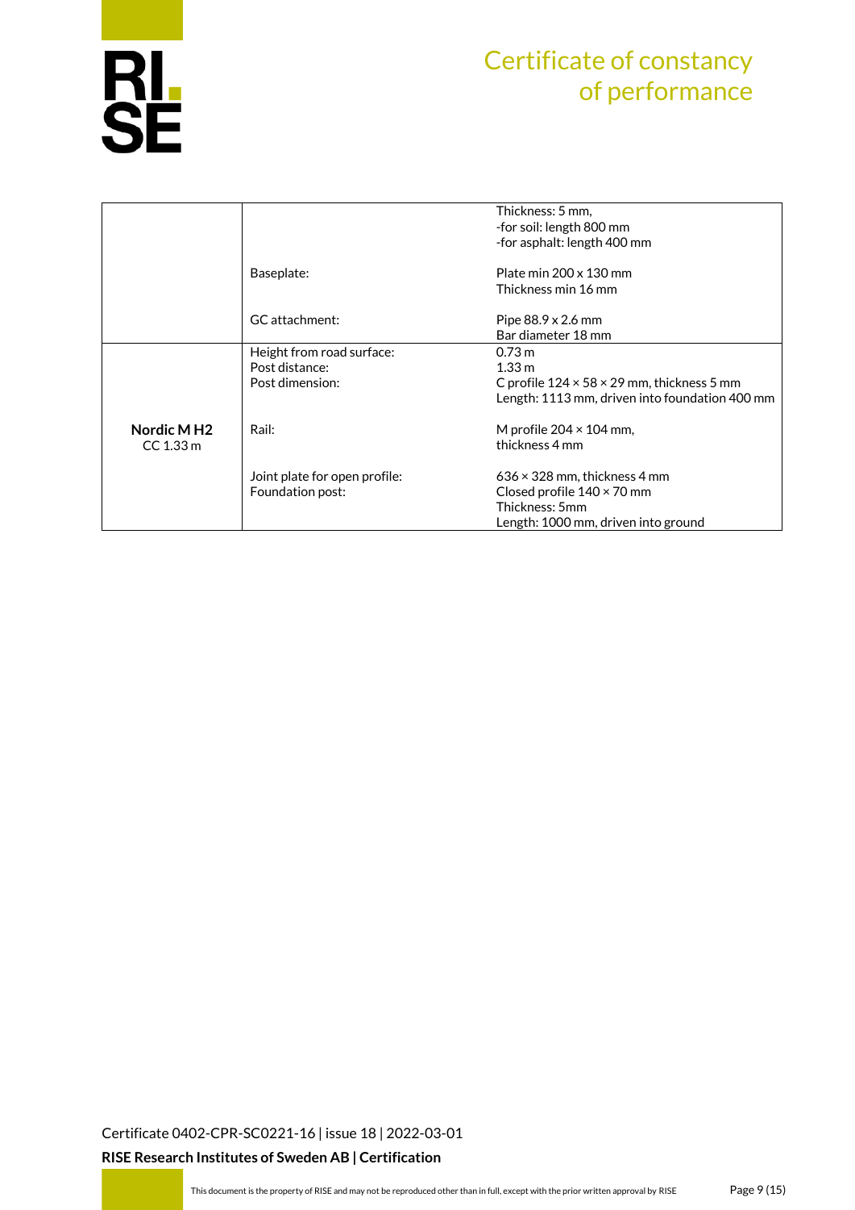| | | |
|---|---|---|
| | | Thickness: 5 mm,<br>-for soil: length 800 mm<br>-for asphalt: length 400 mm |
| | Baseplate: | Plate min 200 x 130 mm<br>Thickness min 16 mm |
| | GC attachment: | Pipe 88.9 x 2.6 mm<br>Bar diameter 18 mm |
| **Nordic M H2**<br>CC 1.33 m | Height from road surface:<br>Post distance:<br>Post dimension: | 0.73 m<br>1.33 m<br>C profile 124 × 58 × 29 mm, thickness 5 mm<br>Length: 1113 mm, driven into foundation 400 mm |
| | Rail: | M profile 204 × 104 mm,<br>thickness 4 mm |
| | Joint plate for open profile:<br>Foundation post: | 636 × 328 mm, thickness 4 mm<br>Closed profile 140 × 70 mm<br>Thickness: 5mm<br>Length: 1000 mm, driven into ground |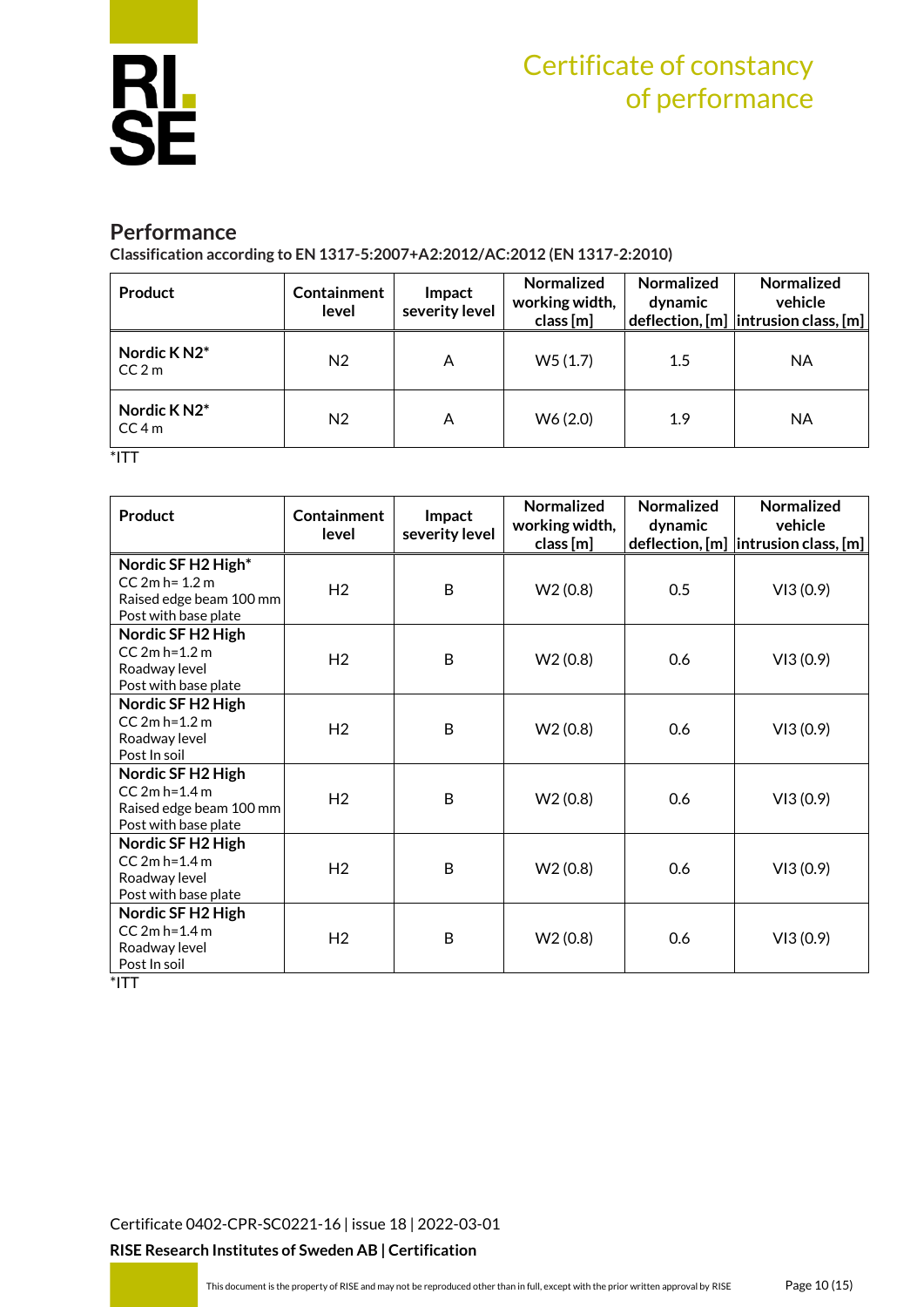# Certificate of constancy of performance

## Performance

**Classification according to EN 1317-5:2007+A2:2012/AC:2012 (EN 1317-2:2010)**

| Product | Containment level | Impact severity level | Normalized working width, class [m] | Normalized dynamic deflection, [m] | Normalized vehicle intrusion class, [m] |
|---|---|---|---|---|---|
| **Nordic K N2*** CC 2 m | N2 | A | W5 (1.7) | 1.5 | NA |
| **Nordic K N2*** CC 4 m | N2 | A | W6 (2.0) | 1.9 | NA |

*ITT

| Product | Containment level | Impact severity level | Normalized working width, class [m] | Normalized dynamic deflection, [m] | Normalized vehicle intrusion class, [m] |
|---|---|---|---|---|---|
| **Nordic SF H2 High*** CC 2m h= 1.2 m Raised edge beam 100 mm Post with base plate | H2 | B | W2 (0.8) | 0.5 | VI3 (0.9) |
| **Nordic SF H2 High** CC 2m h=1.2 m Roadway level Post with base plate | H2 | B | W2 (0.8) | 0.6 | VI3 (0.9) |
| **Nordic SF H2 High** CC 2m h=1.2 m Roadway level Post In soil | H2 | B | W2 (0.8) | 0.6 | VI3 (0.9) |
| **Nordic SF H2 High** CC 2m h=1.4 m Raised edge beam 100 mm Post with base plate | H2 | B | W2 (0.8) | 0.6 | VI3 (0.9) |
| **Nordic SF H2 High** CC 2m h=1.4 m Roadway level Post with base plate | H2 | B | W2 (0.8) | 0.6 | VI3 (0.9) |
| **Nordic SF H2 High** CC 2m h=1.4 m Roadway level Post In soil | H2 | B | W2 (0.8) | 0.6 | VI3 (0.9) |

*ITT

Certificate 0402-CPR-SC0221-16 | issue 18 | 2022-03-01

**RISE Research Institutes of Sweden AB | Certification**

This document is the property of RISE and may not be reproduced other than in full, except with the prior written approval by RISE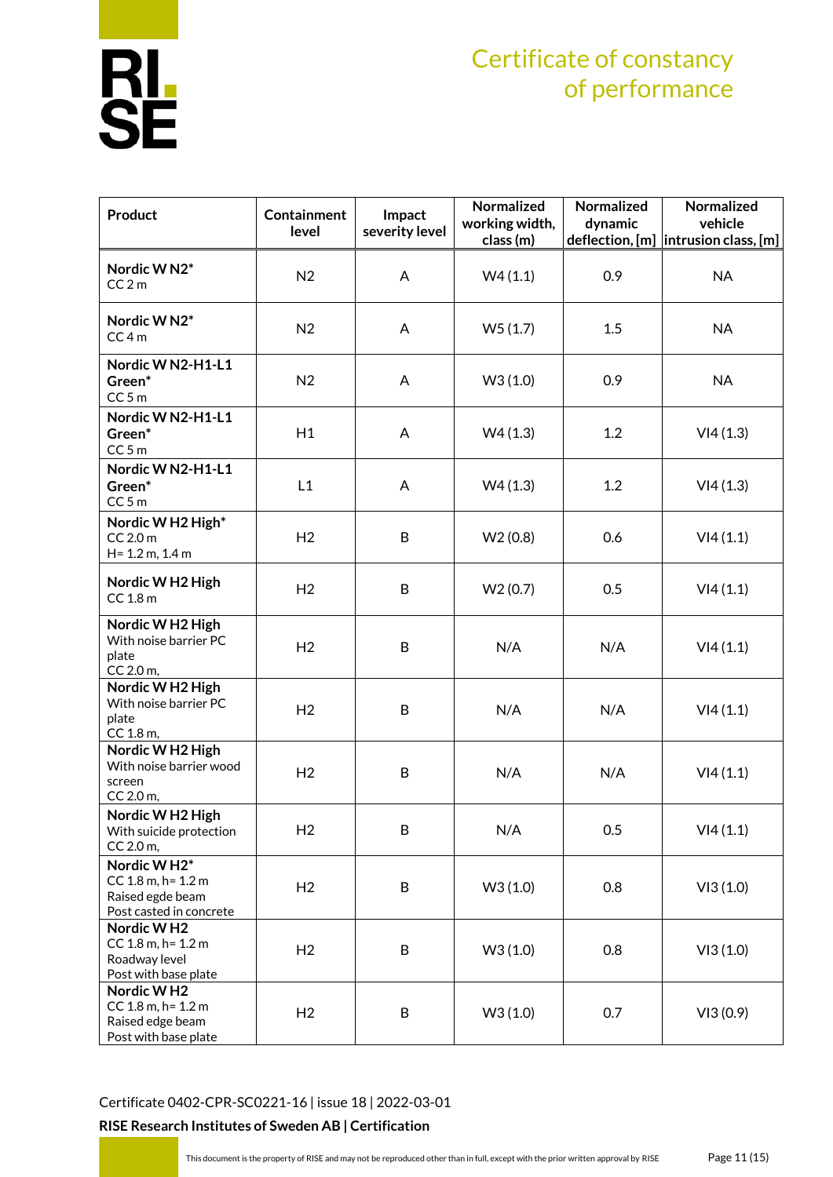# Certificate of constancy of performance

| Product | Containment level | Impact severity level | Normalized working width, class (m) | Normalized dynamic deflection, [m] | Normalized vehicle intrusion class, [m] |
|---|---|---|---|---|---|
| **Nordic W N2*** CC 2 m | N2 | A | W4 (1.1) | 0.9 | NA |
| **Nordic W N2*** CC 4 m | N2 | A | W5 (1.7) | 1.5 | NA |
| **Nordic W N2-H1-L1 Green*** CC 5 m | N2 | A | W3 (1.0) | 0.9 | NA |
| **Nordic W N2-H1-L1 Green*** CC 5 m | H1 | A | W4 (1.3) | 1.2 | VI4 (1.3) |
| **Nordic W N2-H1-L1 Green*** CC 5 m | L1 | A | W4 (1.3) | 1.2 | VI4 (1.3) |
| **Nordic W H2 High*** CC 2.0 m H= 1.2 m, 1.4 m | H2 | B | W2 (0.8) | 0.6 | VI4 (1.1) |
| **Nordic W H2 High** CC 1.8 m | H2 | B | W2 (0.7) | 0.5 | VI4 (1.1) |
| **Nordic W H2 High** With noise barrier PC plate CC 2.0 m, | H2 | B | N/A | N/A | VI4 (1.1) |
| **Nordic W H2 High** With noise barrier PC plate CC 1.8 m, | H2 | B | N/A | N/A | VI4 (1.1) |
| **Nordic W H2 High** With noise barrier wood screen CC 2.0 m, | H2 | B | N/A | N/A | VI4 (1.1) |
| **Nordic W H2 High** With suicide protection CC 2.0 m, | H2 | B | N/A | 0.5 | VI4 (1.1) |
| **Nordic W H2*** CC 1.8 m, h= 1.2 m Raised egde beam Post casted in concrete | H2 | B | W3 (1.0) | 0.8 | VI3 (1.0) |
| **Nordic W H2** CC 1.8 m, h= 1.2 m Roadway level Post with base plate | H2 | B | W3 (1.0) | 0.8 | VI3 (1.0) |
| **Nordic W H2** CC 1.8 m, h= 1.2 m Raised edge beam Post with base plate | H2 | B | W3 (1.0) | 0.7 | VI3 (0.9) |

Certificate 0402-CPR-SC0221-16 | issue 18 | 2022-03-01

**RISE Research Institutes of Sweden AB | Certification**

This document is the property of RISE and may not be reproduced other than in full, except with the prior written approval by RISE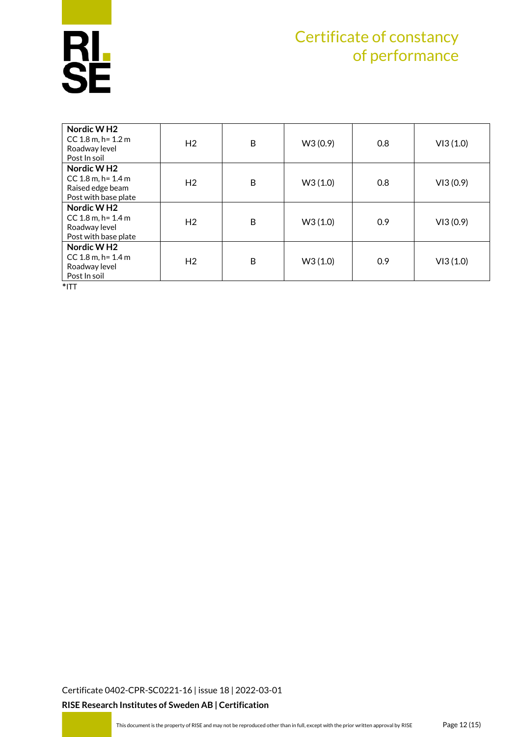| | | | | | |
|---|---|---|---|---|---|
| **Nordic W H2**<br>CC 1.8 m, h= 1.2 m<br>Roadway level<br>Post In soil | H2 | B | W3 (0.9) | 0.8 | VI3 (1.0) |
| **Nordic W H2**<br>CC 1.8 m, h= 1.4 m<br>Raised edge beam<br>Post with base plate | H2 | B | W3 (1.0) | 0.8 | VI3 (0.9) |
| **Nordic W H2**<br>CC 1.8 m, h= 1.4 m<br>Roadway level<br>Post with base plate | H2 | B | W3 (1.0) | 0.9 | VI3 (0.9) |
| **Nordic W H2**<br>CC 1.8 m, h= 1.4 m<br>Roadway level<br>Post In soil | H2 | B | W3 (1.0) | 0.9 | VI3 (1.0) |

*ITT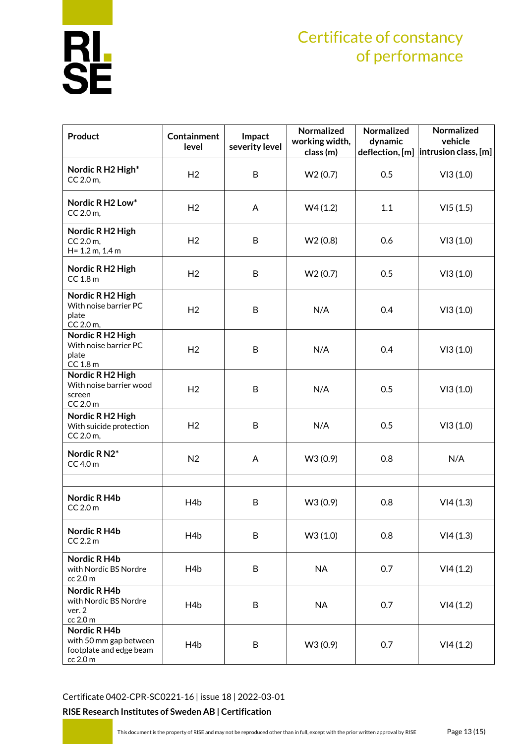# Certificate of constancy of performance

| Product | Containment level | Impact severity level | Normalized working width, class (m) | Normalized dynamic deflection, [m] | Normalized vehicle intrusion class, [m] |
|---|---|---|---|---|---|
| **Nordic R H2 High*** CC 2.0 m, | H2 | B | W2 (0.7) | 0.5 | VI3 (1.0) |
| **Nordic R H2 Low*** CC 2.0 m, | H2 | A | W4 (1.2) | 1.1 | VI5 (1.5) |
| **Nordic R H2 High** CC 2.0 m, H= 1.2 m, 1.4 m | H2 | B | W2 (0.8) | 0.6 | VI3 (1.0) |
| **Nordic R H2 High** CC 1.8 m | H2 | B | W2 (0.7) | 0.5 | VI3 (1.0) |
| **Nordic R H2 High** With noise barrier PC plate CC 2.0 m, | H2 | B | N/A | 0.4 | VI3 (1.0) |
| **Nordic R H2 High** With noise barrier PC plate CC 1.8 m | H2 | B | N/A | 0.4 | VI3 (1.0) |
| **Nordic R H2 High** With noise barrier wood screen CC 2.0 m | H2 | B | N/A | 0.5 | VI3 (1.0) |
| **Nordic R H2 High** With suicide protection CC 2.0 m, | H2 | B | N/A | 0.5 | VI3 (1.0) |
| **Nordic R N2*** CC 4.0 m | N2 | A | W3 (0.9) | 0.8 | N/A |
| | | | | | |
| **Nordic R H4b** CC 2.0 m | H4b | B | W3 (0.9) | 0.8 | VI4 (1.3) |
| **Nordic R H4b** CC 2.2 m | H4b | B | W3 (1.0) | 0.8 | VI4 (1.3) |
| **Nordic R H4b** with Nordic BS Nordre cc 2.0 m | H4b | B | NA | 0.7 | VI4 (1.2) |
| **Nordic R H4b** with Nordic BS Nordre ver. 2 cc 2.0 m | H4b | B | NA | 0.7 | VI4 (1.2) |
| **Nordic R H4b** with 50 mm gap between footplate and edge beam cc 2.0 m | H4b | B | W3 (0.9) | 0.7 | VI4 (1.2) |

Certificate 0402-CPR-SC0221-16 | issue 18 | 2022-03-01

**RISE Research Institutes of Sweden AB | Certification**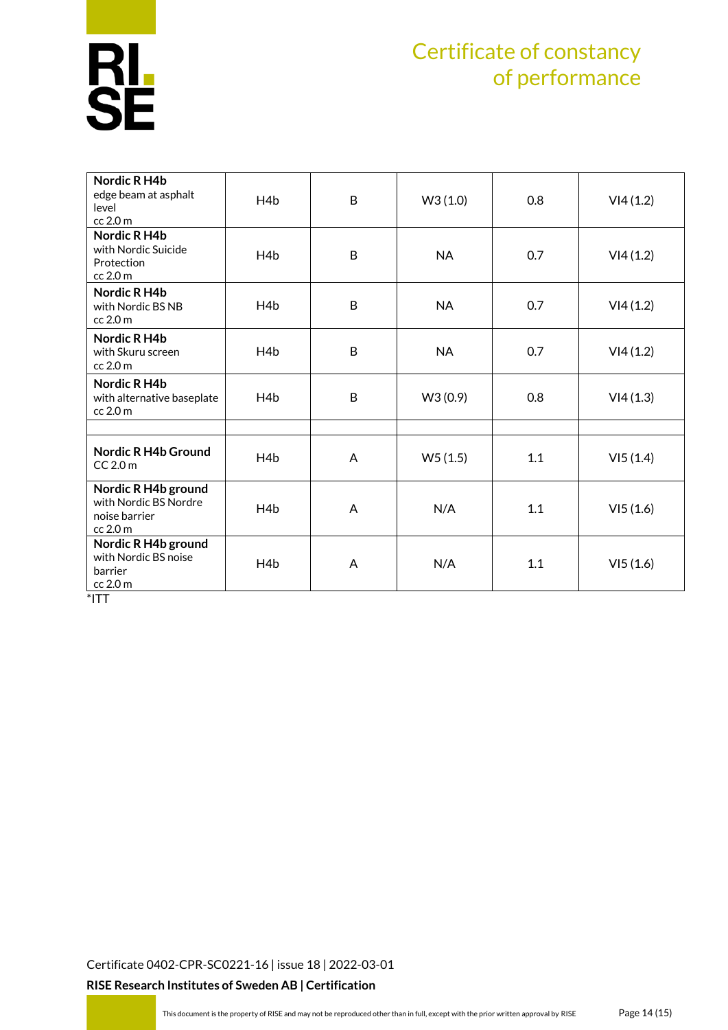# Certificate of constancy of performance

| | | | | | |
|---|---|---|---|---|---|
| **Nordic R H4b** edge beam at asphalt level cc 2.0 m | H4b | B | W3 (1.0) | 0.8 | VI4 (1.2) |
| **Nordic R H4b** with Nordic Suicide Protection cc 2.0 m | H4b | B | NA | 0.7 | VI4 (1.2) |
| **Nordic R H4b** with Nordic BS NB cc 2.0 m | H4b | B | NA | 0.7 | VI4 (1.2) |
| **Nordic R H4b** with Skuru screen cc 2.0 m | H4b | B | NA | 0.7 | VI4 (1.2) |
| **Nordic R H4b** with alternative baseplate cc 2.0 m | H4b | B | W3 (0.9) | 0.8 | VI4 (1.3) |
| | | | | | |
| **Nordic R H4b Ground** CC 2.0 m | H4b | A | W5 (1.5) | 1.1 | VI5 (1.4) |
| **Nordic R H4b ground** with Nordic BS Nordre noise barrier cc 2.0 m | H4b | A | N/A | 1.1 | VI5 (1.6) |
| **Nordic R H4b ground** with Nordic BS noise barrier cc 2.0 m | H4b | A | N/A | 1.1 | VI5 (1.6) |

*ITT

Certificate 0402-CPR-SC0221-16 | issue 18 | 2022-03-01

**RISE Research Institutes of Sweden AB | Certification**

This document is the property of RISE and may not be reproduced other than in full, except with the prior written approval by RISE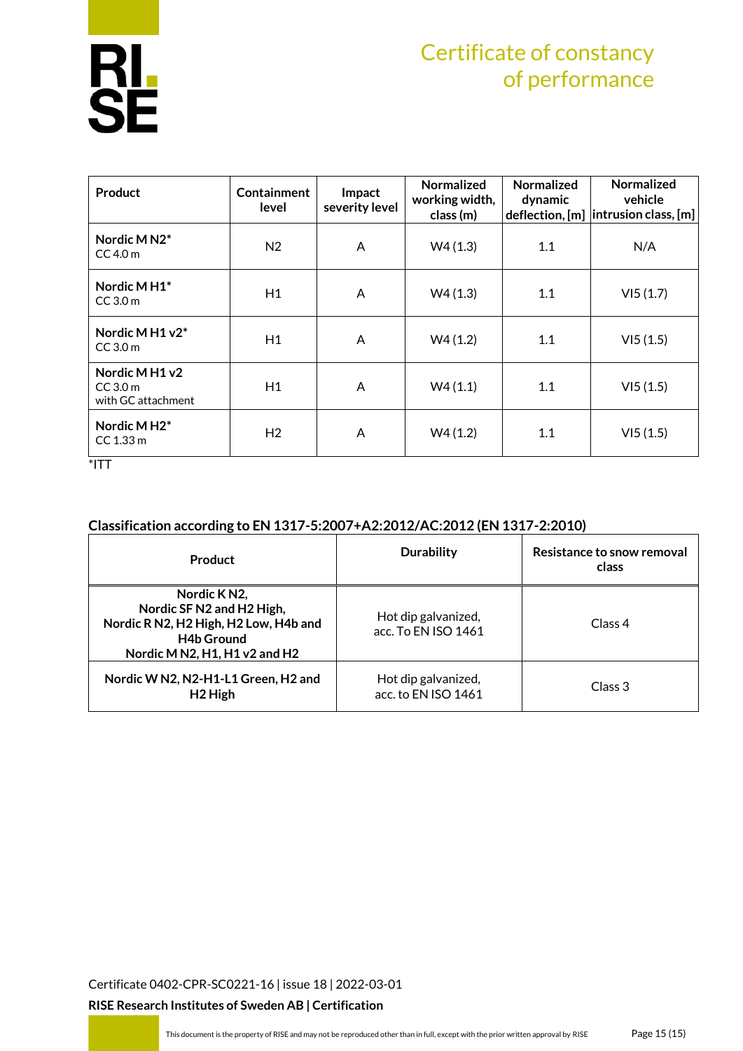# Certificate of constancy of performance

| Product | Containment level | Impact severity level | Normalized working width, class (m) | Normalized dynamic deflection, [m] | Normalized vehicle intrusion class, [m] |
|---|---|---|---|---|---|
| **Nordic M N2*** CC 4.0 m | N2 | A | W4 (1.3) | 1.1 | N/A |
| **Nordic M H1*** CC 3.0 m | H1 | A | W4 (1.3) | 1.1 | VI5 (1.7) |
| **Nordic M H1 v2*** CC 3.0 m | H1 | A | W4 (1.2) | 1.1 | VI5 (1.5) |
| **Nordic M H1 v2** CC 3.0 m with GC attachment | H1 | A | W4 (1.1) | 1.1 | VI5 (1.5) |
| **Nordic M H2*** CC 1.33 m | H2 | A | W4 (1.2) | 1.1 | VI5 (1.5) |

*ITT

### Classification according to EN 1317-5:2007+A2:2012/AC:2012 (EN 1317-2:2010)

| Product | Durability | Resistance to snow removal class |
|---|---|---|
| **Nordic K N2, Nordic SF N2 and H2 High, Nordic R N2, H2 High, H2 Low, H4b and H4b Ground Nordic M N2, H1, H1 v2 and H2** | Hot dip galvanized, acc. To EN ISO 1461 | Class 4 |
| **Nordic W N2, N2-H1-L1 Green, H2 and H2 High** | Hot dip galvanized, acc. to EN ISO 1461 | Class 3 |

Certificate 0402-CPR-SC0221-16 | issue 18 | 2022-03-01

**RISE Research Institutes of Sweden AB | Certification**

This document is the property of RISE and may not be reproduced other than in full, except with the prior written approval by RISE